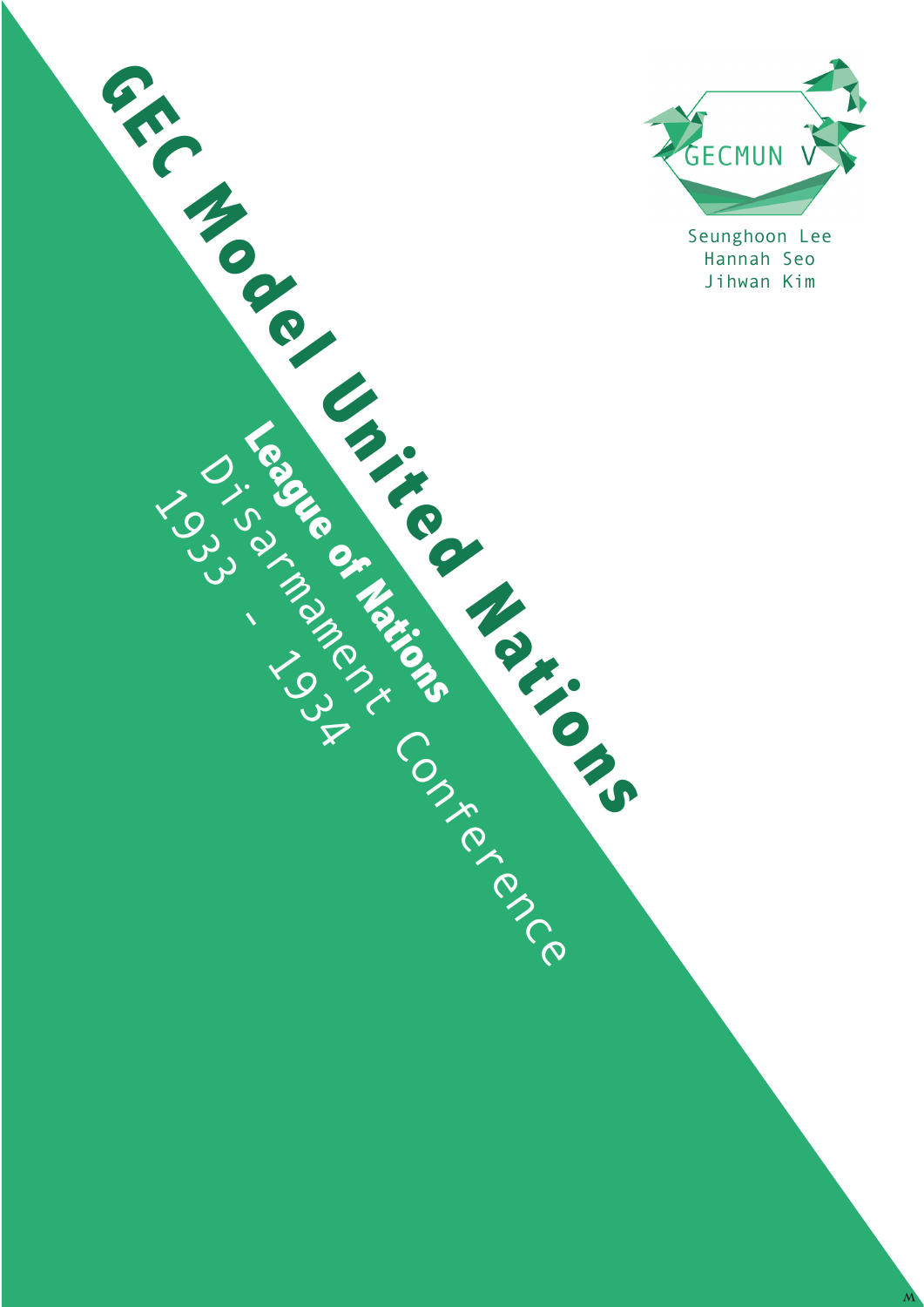# GEC Model United Nations

## League of Nations

Disarmament Conference

1933 - 1934

GECMUN V

Seunghoon Lee
Hannah Seo
Jihwan Kim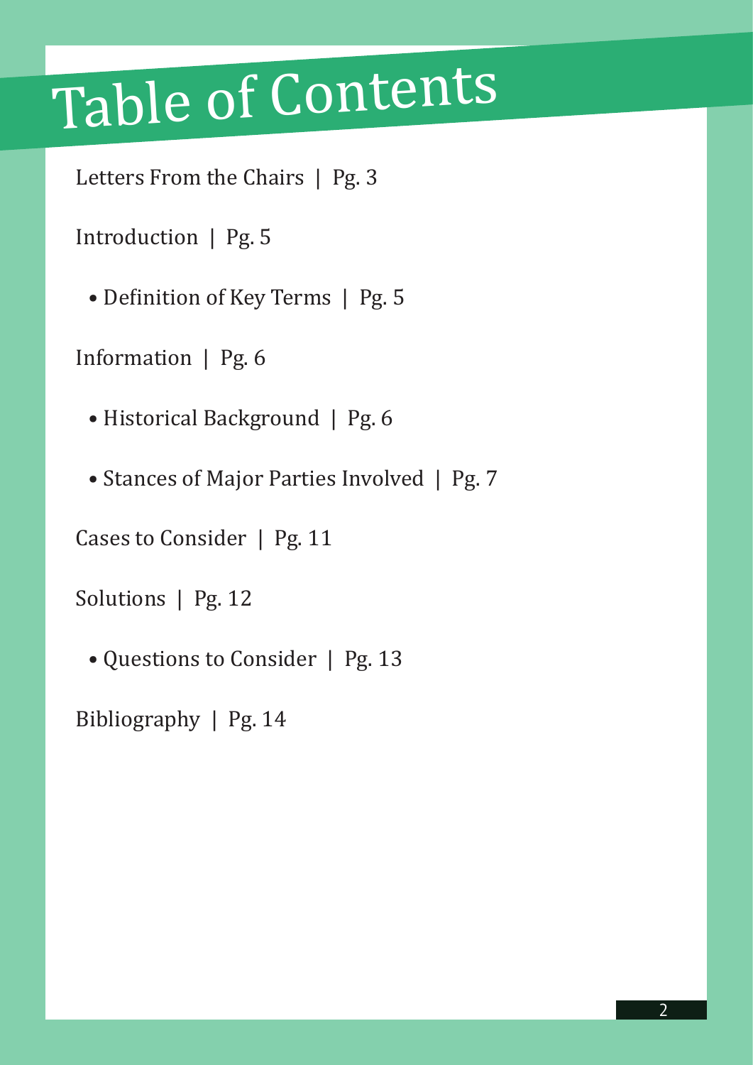# Table of Contents

Letters From the Chairs | Pg. 3

Introduction | Pg. 5

- Definition of Key Terms | Pg. 5

Information | Pg. 6

- Historical Background | Pg. 6
- Stances of Major Parties Involved | Pg. 7

Cases to Consider | Pg. 11

Solutions | Pg. 12

- Questions to Consider | Pg. 13

Bibliography | Pg. 14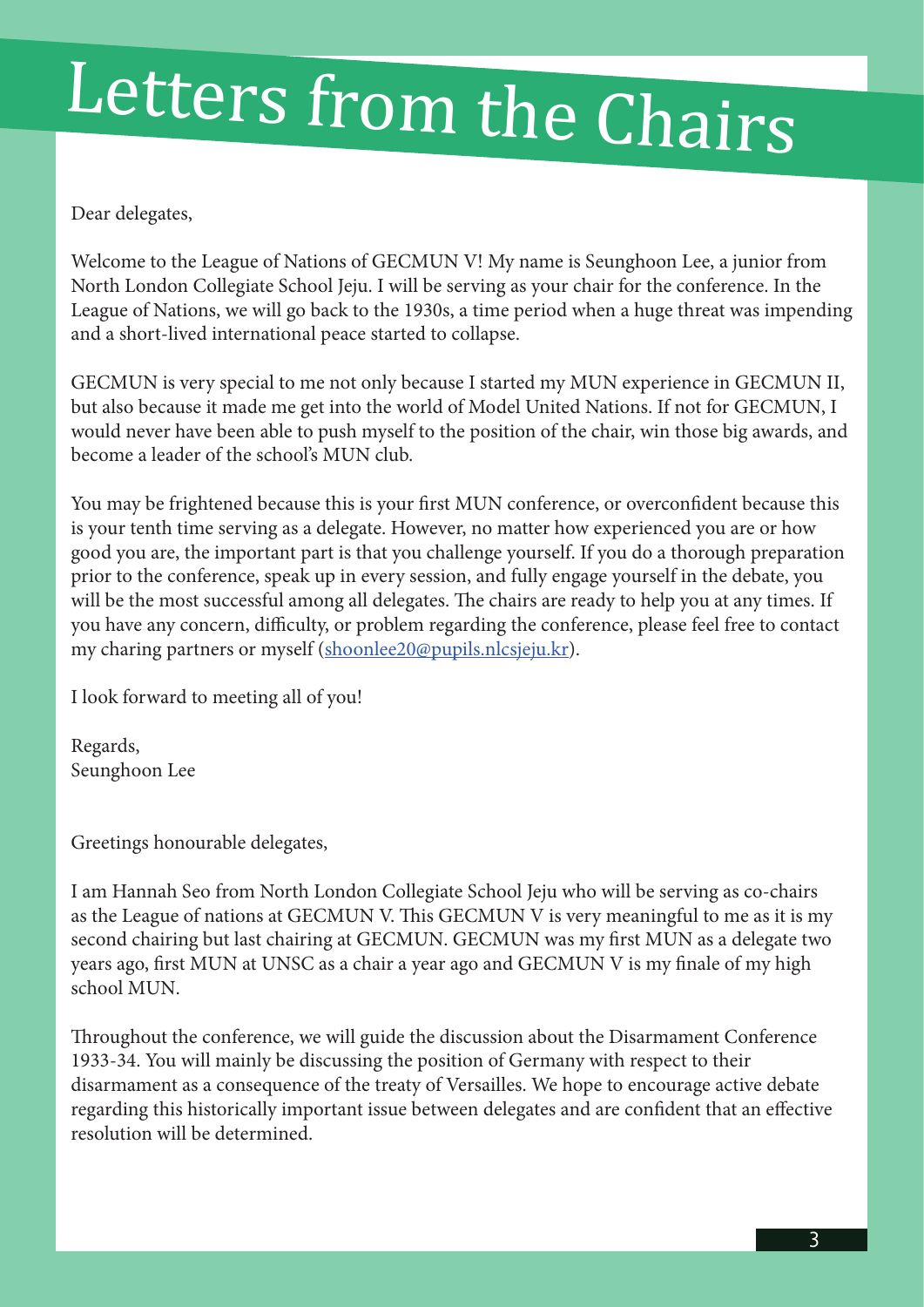# Letters from the Chairs

Dear delegates,

Welcome to the League of Nations of GECMUN V! My name is Seunghoon Lee, a junior from North London Collegiate School Jeju. I will be serving as your chair for the conference. In the League of Nations, we will go back to the 1930s, a time period when a huge threat was impending and a short-lived international peace started to collapse.

GECMUN is very special to me not only because I started my MUN experience in GECMUN II, but also because it made me get into the world of Model United Nations. If not for GECMUN, I would never have been able to push myself to the position of the chair, win those big awards, and become a leader of the school's MUN club.

You may be frightened because this is your first MUN conference, or overconfident because this is your tenth time serving as a delegate. However, no matter how experienced you are or how good you are, the important part is that you challenge yourself. If you do a thorough preparation prior to the conference, speak up in every session, and fully engage yourself in the debate, you will be the most successful among all delegates. The chairs are ready to help you at any times. If you have any concern, difficulty, or problem regarding the conference, please feel free to contact my charing partners or myself (shoonlee20@pupils.nlcsjeju.kr).

I look forward to meeting all of you!

Regards,
Seunghoon Lee

Greetings honourable delegates,

I am Hannah Seo from North London Collegiate School Jeju who will be serving as co-chairs as the League of nations at GECMUN V. This GECMUN V is very meaningful to me as it is my second chairing but last chairing at GECMUN. GECMUN was my first MUN as a delegate two years ago, first MUN at UNSC as a chair a year ago and GECMUN V is my finale of my high school MUN.

Throughout the conference, we will guide the discussion about the Disarmament Conference 1933-34. You will mainly be discussing the position of Germany with respect to their disarmament as a consequence of the treaty of Versailles. We hope to encourage active debate regarding this historically important issue between delegates and are confident that an effective resolution will be determined.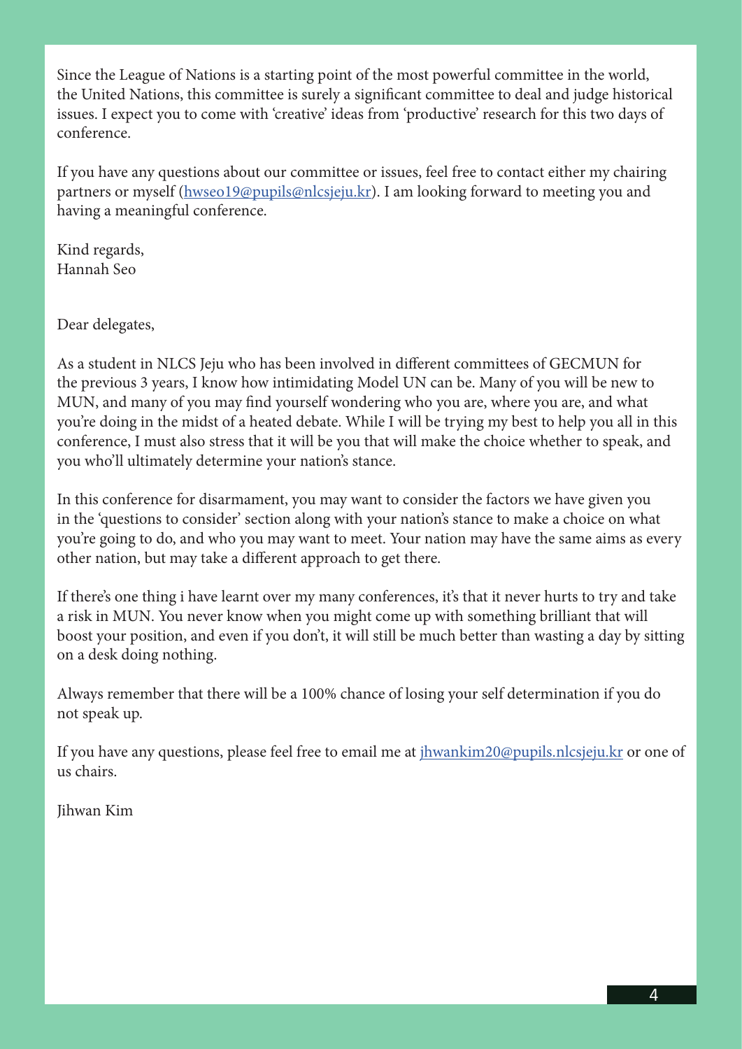Since the League of Nations is a starting point of the most powerful committee in the world, the United Nations, this committee is surely a significant committee to deal and judge historical issues. I expect you to come with 'creative' ideas from 'productive' research for this two days of conference.

If you have any questions about our committee or issues, feel free to contact either my chairing partners or myself (hwseo19@pupils@nlcsjeju.kr). I am looking forward to meeting you and having a meaningful conference.

Kind regards,
Hannah Seo

Dear delegates,

As a student in NLCS Jeju who has been involved in different committees of GECMUN for the previous 3 years, I know how intimidating Model UN can be. Many of you will be new to MUN, and many of you may find yourself wondering who you are, where you are, and what you're doing in the midst of a heated debate. While I will be trying my best to help you all in this conference, I must also stress that it will be you that will make the choice whether to speak, and you who'll ultimately determine your nation's stance.

In this conference for disarmament, you may want to consider the factors we have given you in the 'questions to consider' section along with your nation's stance to make a choice on what you're going to do, and who you may want to meet. Your nation may have the same aims as every other nation, but may take a different approach to get there.

If there's one thing i have learnt over my many conferences, it's that it never hurts to try and take a risk in MUN. You never know when you might come up with something brilliant that will boost your position, and even if you don't, it will still be much better than wasting a day by sitting on a desk doing nothing.

Always remember that there will be a 100% chance of losing your self determination if you do not speak up.

If you have any questions, please feel free to email me at jhwankim20@pupils.nlcsjeju.kr or one of us chairs.

Jihwan Kim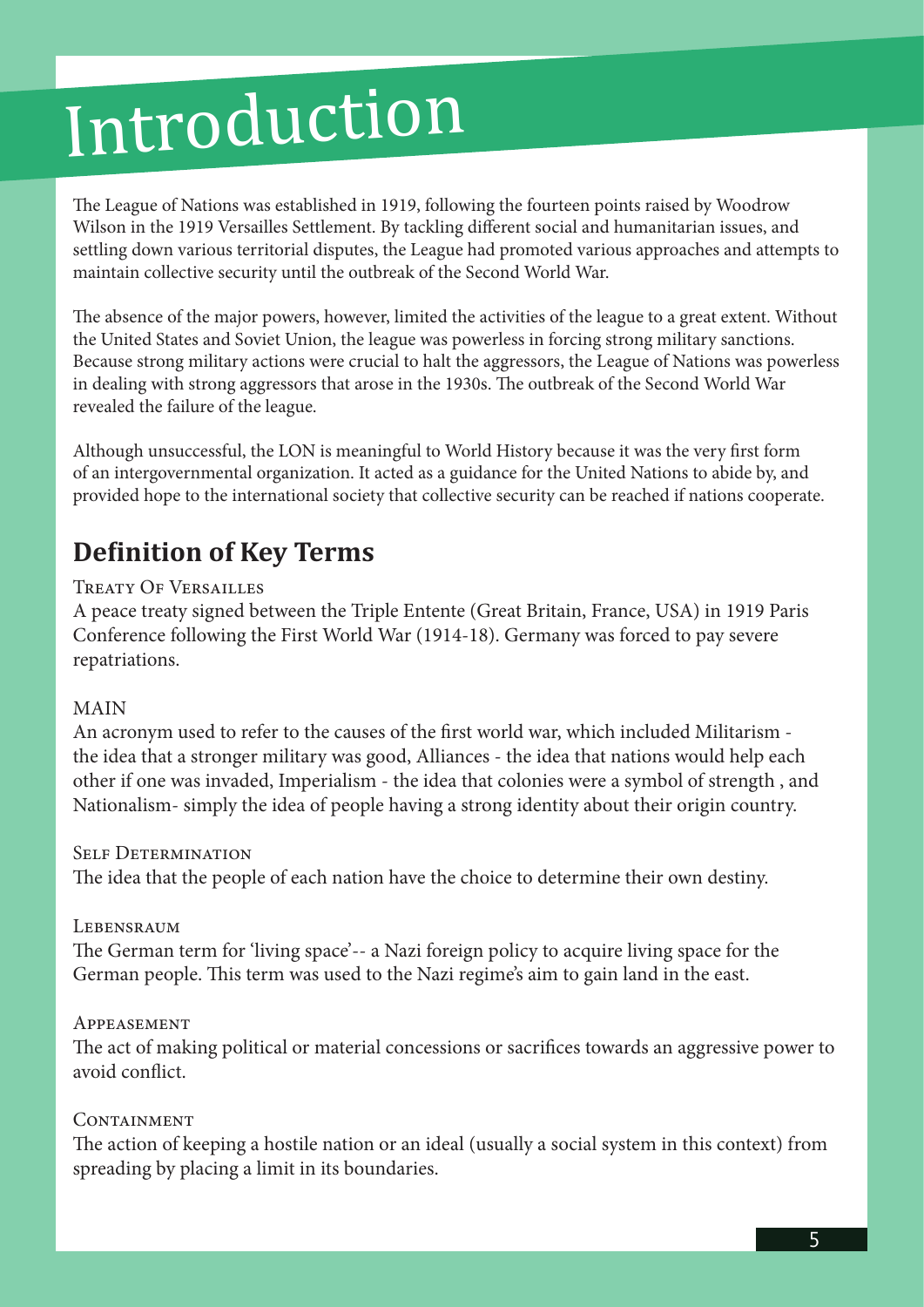# Introduction

The League of Nations was established in 1919, following the fourteen points raised by Woodrow Wilson in the 1919 Versailles Settlement. By tackling different social and humanitarian issues, and settling down various territorial disputes, the League had promoted various approaches and attempts to maintain collective security until the outbreak of the Second World War.

The absence of the major powers, however, limited the activities of the league to a great extent. Without the United States and Soviet Union, the league was powerless in forcing strong military sanctions. Because strong military actions were crucial to halt the aggressors, the League of Nations was powerless in dealing with strong aggressors that arose in the 1930s. The outbreak of the Second World War revealed the failure of the league.

Although unsuccessful, the LON is meaningful to World History because it was the very first form of an intergovernmental organization. It acted as a guidance for the United Nations to abide by, and provided hope to the international society that collective security can be reached if nations cooperate.

## Definition of Key Terms

### Treaty Of Versailles

A peace treaty signed between the Triple Entente (Great Britain, France, USA) in 1919 Paris Conference following the First World War (1914-18). Germany was forced to pay severe repatriations.

### MAIN

An acronym used to refer to the causes of the first world war, which included Militarism - the idea that a stronger military was good, Alliances - the idea that nations would help each other if one was invaded, Imperialism - the idea that colonies were a symbol of strength , and Nationalism- simply the idea of people having a strong identity about their origin country.

### Self Determination

The idea that the people of each nation have the choice to determine their own destiny.

### Lebensraum

The German term for 'living space'-- a Nazi foreign policy to acquire living space for the German people. This term was used to the Nazi regime's aim to gain land in the east.

### Appeasement

The act of making political or material concessions or sacrifices towards an aggressive power to avoid conflict.

### Containment

The action of keeping a hostile nation or an ideal (usually a social system in this context) from spreading by placing a limit in its boundaries.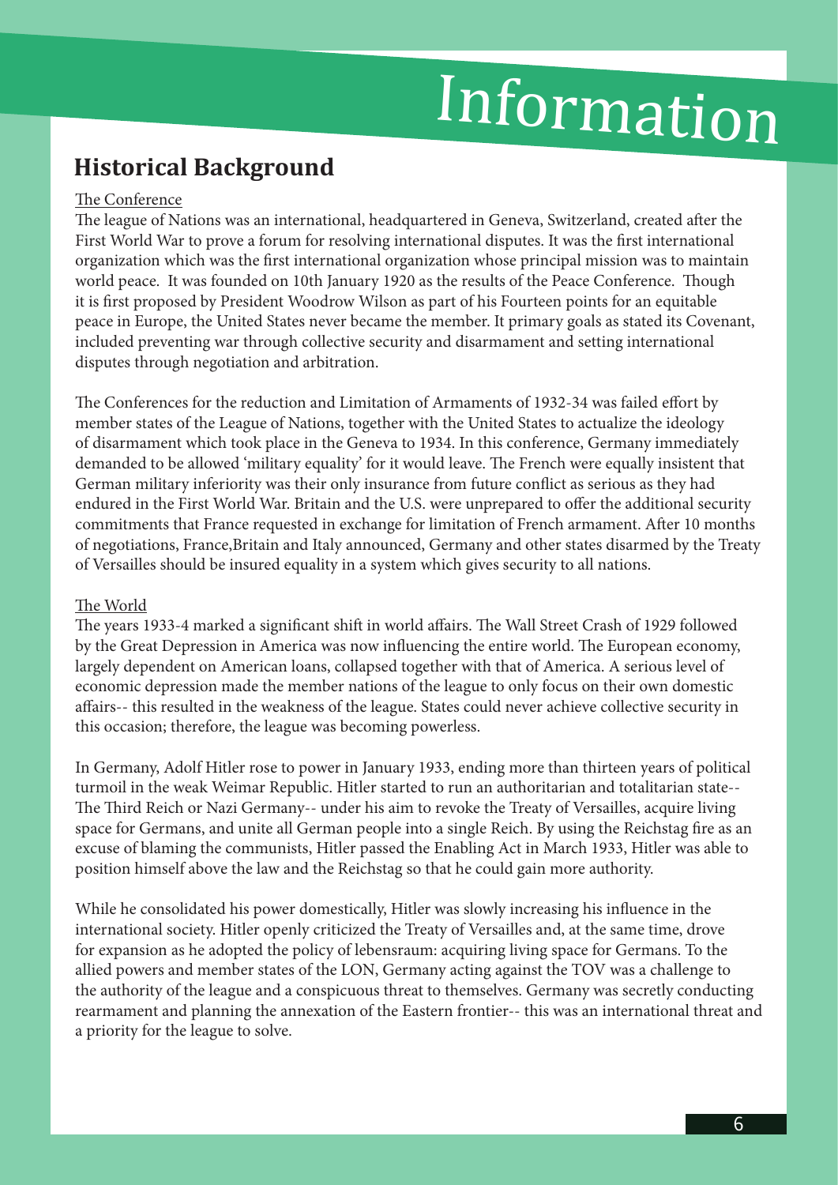# Information

## Historical Background

The Conference

The league of Nations was an international, headquartered in Geneva, Switzerland, created after the First World War to prove a forum for resolving international disputes. It was the first international organization which was the first international organization whose principal mission was to maintain world peace. It was founded on 10th January 1920 as the results of the Peace Conference. Though it is first proposed by President Woodrow Wilson as part of his Fourteen points for an equitable peace in Europe, the United States never became the member. It primary goals as stated its Covenant, included preventing war through collective security and disarmament and setting international disputes through negotiation and arbitration.

The Conferences for the reduction and Limitation of Armaments of 1932-34 was failed effort by member states of the League of Nations, together with the United States to actualize the ideology of disarmament which took place in the Geneva to 1934. In this conference, Germany immediately demanded to be allowed 'military equality' for it would leave. The French were equally insistent that German military inferiority was their only insurance from future conflict as serious as they had endured in the First World War. Britain and the U.S. were unprepared to offer the additional security commitments that France requested in exchange for limitation of French armament. After 10 months of negotiations, France,Britain and Italy announced, Germany and other states disarmed by the Treaty of Versailles should be insured equality in a system which gives security to all nations.

The World

The years 1933-4 marked a significant shift in world affairs. The Wall Street Crash of 1929 followed by the Great Depression in America was now influencing the entire world. The European economy, largely dependent on American loans, collapsed together with that of America. A serious level of economic depression made the member nations of the league to only focus on their own domestic affairs-- this resulted in the weakness of the league. States could never achieve collective security in this occasion; therefore, the league was becoming powerless.

In Germany, Adolf Hitler rose to power in January 1933, ending more than thirteen years of political turmoil in the weak Weimar Republic. Hitler started to run an authoritarian and totalitarian state-- The Third Reich or Nazi Germany-- under his aim to revoke the Treaty of Versailles, acquire living space for Germans, and unite all German people into a single Reich. By using the Reichstag fire as an excuse of blaming the communists, Hitler passed the Enabling Act in March 1933, Hitler was able to position himself above the law and the Reichstag so that he could gain more authority.

While he consolidated his power domestically, Hitler was slowly increasing his influence in the international society. Hitler openly criticized the Treaty of Versailles and, at the same time, drove for expansion as he adopted the policy of lebensraum: acquiring living space for Germans. To the allied powers and member states of the LON, Germany acting against the TOV was a challenge to the authority of the league and a conspicuous threat to themselves. Germany was secretly conducting rearmament and planning the annexation of the Eastern frontier-- this was an international threat and a priority for the league to solve.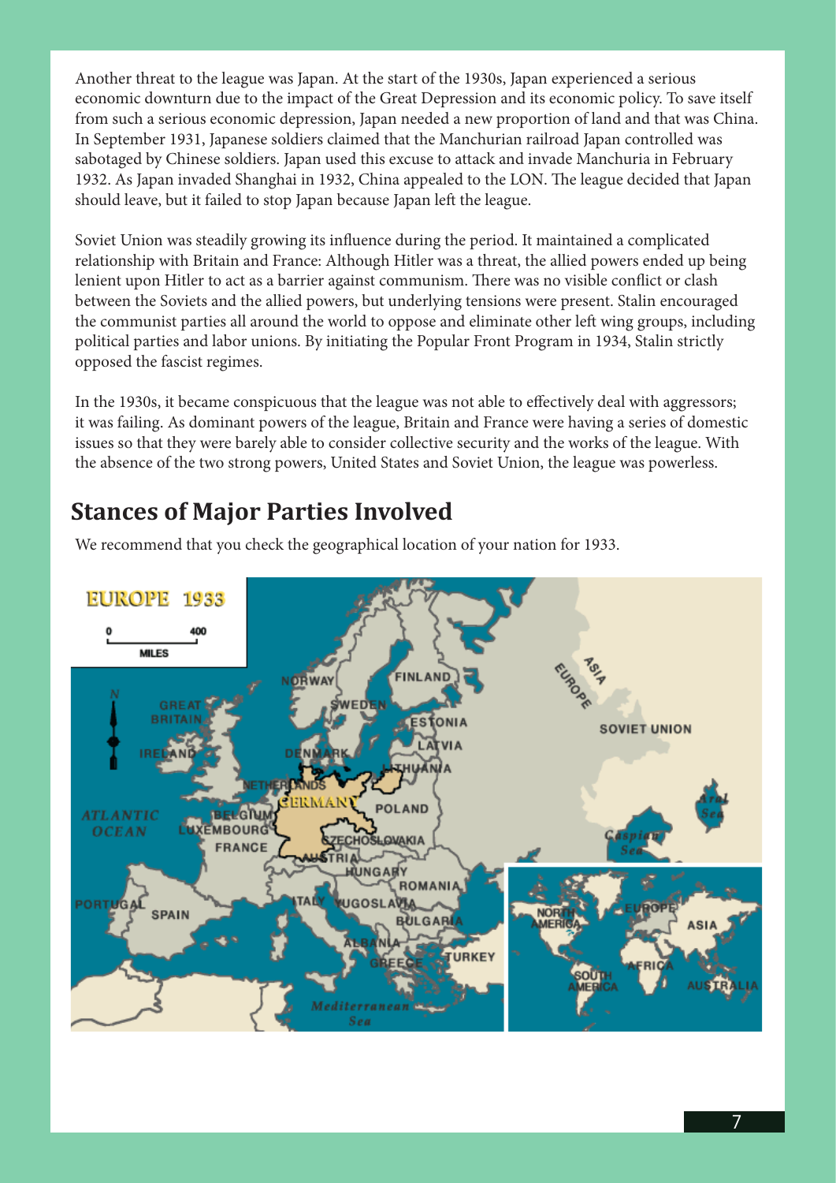Another threat to the league was Japan. At the start of the 1930s, Japan experienced a serious economic downturn due to the impact of the Great Depression and its economic policy. To save itself from such a serious economic depression, Japan needed a new proportion of land and that was China. In September 1931, Japanese soldiers claimed that the Manchurian railroad Japan controlled was sabotaged by Chinese soldiers. Japan used this excuse to attack and invade Manchuria in February 1932. As Japan invaded Shanghai in 1932, China appealed to the LON. The league decided that Japan should leave, but it failed to stop Japan because Japan left the league.

Soviet Union was steadily growing its influence during the period. It maintained a complicated relationship with Britain and France: Although Hitler was a threat, the allied powers ended up being lenient upon Hitler to act as a barrier against communism. There was no visible conflict or clash between the Soviets and the allied powers, but underlying tensions were present. Stalin encouraged the communist parties all around the world to oppose and eliminate other left wing groups, including political parties and labor unions. By initiating the Popular Front Program in 1934, Stalin strictly opposed the fascist regimes.

In the 1930s, it became conspicuous that the league was not able to effectively deal with aggressors; it was failing. As dominant powers of the league, Britain and France were having a series of domestic issues so that they were barely able to consider collective security and the works of the league. With the absence of the two strong powers, United States and Soviet Union, the league was powerless.

## Stances of Major Parties Involved

We recommend that you check the geographical location of your nation for 1933.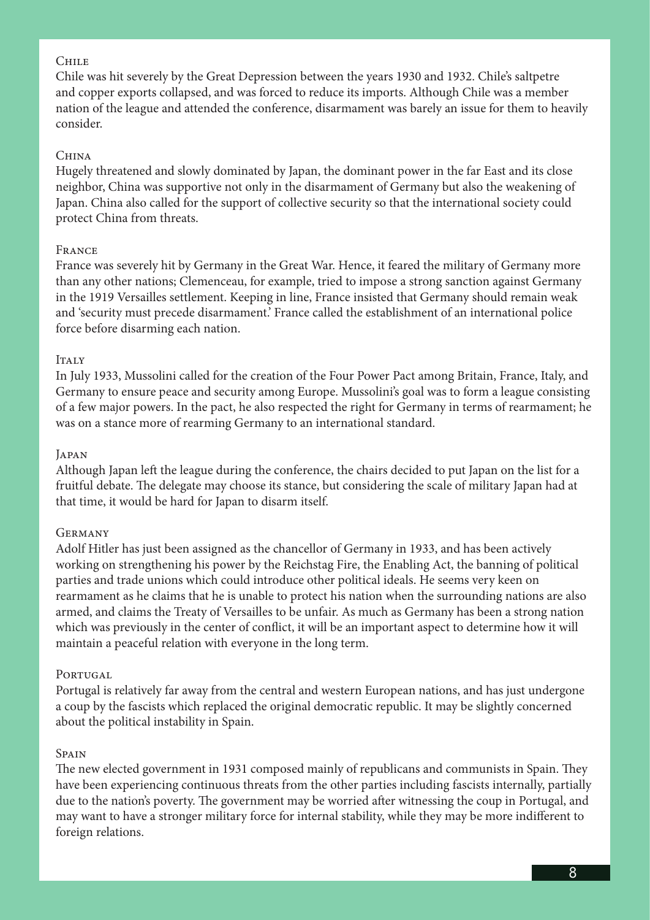### Chile

Chile was hit severely by the Great Depression between the years 1930 and 1932. Chile's saltpetre and copper exports collapsed, and was forced to reduce its imports. Although Chile was a member nation of the league and attended the conference, disarmament was barely an issue for them to heavily consider.

### China

Hugely threatened and slowly dominated by Japan, the dominant power in the far East and its close neighbor, China was supportive not only in the disarmament of Germany but also the weakening of Japan. China also called for the support of collective security so that the international society could protect China from threats.

### France

France was severely hit by Germany in the Great War. Hence, it feared the military of Germany more than any other nations; Clemenceau, for example, tried to impose a strong sanction against Germany in the 1919 Versailles settlement. Keeping in line, France insisted that Germany should remain weak and 'security must precede disarmament.' France called the establishment of an international police force before disarming each nation.

### Italy

In July 1933, Mussolini called for the creation of the Four Power Pact among Britain, France, Italy, and Germany to ensure peace and security among Europe. Mussolini's goal was to form a league consisting of a few major powers. In the pact, he also respected the right for Germany in terms of rearmament; he was on a stance more of rearming Germany to an international standard.

### Japan

Although Japan left the league during the conference, the chairs decided to put Japan on the list for a fruitful debate. The delegate may choose its stance, but considering the scale of military Japan had at that time, it would be hard for Japan to disarm itself.

### Germany

Adolf Hitler has just been assigned as the chancellor of Germany in 1933, and has been actively working on strengthening his power by the Reichstag Fire, the Enabling Act, the banning of political parties and trade unions which could introduce other political ideals. He seems very keen on rearmament as he claims that he is unable to protect his nation when the surrounding nations are also armed, and claims the Treaty of Versailles to be unfair. As much as Germany has been a strong nation which was previously in the center of conflict, it will be an important aspect to determine how it will maintain a peaceful relation with everyone in the long term.

### Portugal

Portugal is relatively far away from the central and western European nations, and has just undergone a coup by the fascists which replaced the original democratic republic. It may be slightly concerned about the political instability in Spain.

### Spain

The new elected government in 1931 composed mainly of republicans and communists in Spain. They have been experiencing continuous threats from the other parties including fascists internally, partially due to the nation's poverty. The government may be worried after witnessing the coup in Portugal, and may want to have a stronger military force for internal stability, while they may be more indifferent to foreign relations.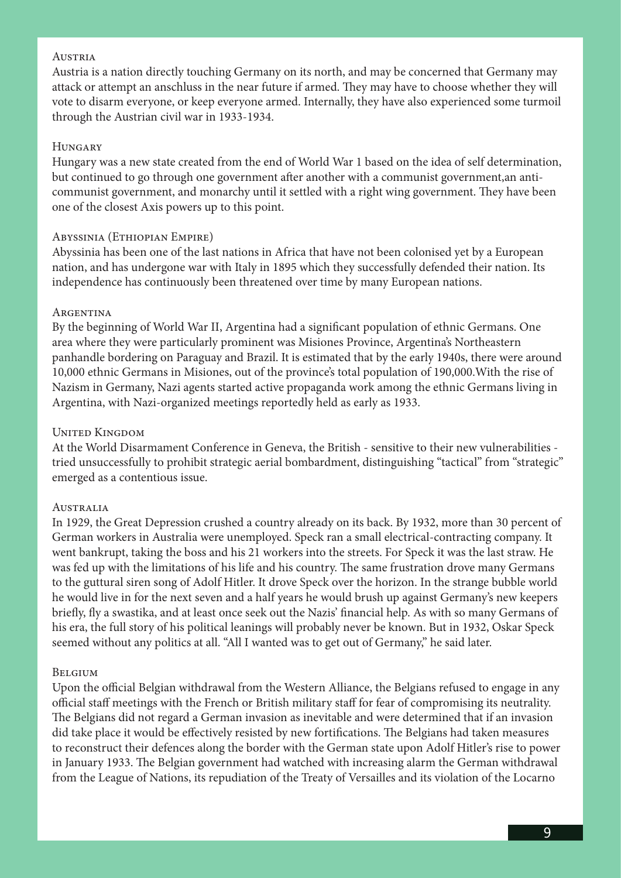### Austria

Austria is a nation directly touching Germany on its north, and may be concerned that Germany may attack or attempt an anschluss in the near future if armed. They may have to choose whether they will vote to disarm everyone, or keep everyone armed. Internally, they have also experienced some turmoil through the Austrian civil war in 1933-1934.

### Hungary

Hungary was a new state created from the end of World War 1 based on the idea of self determination, but continued to go through one government after another with a communist government,an anti-communist government, and monarchy until it settled with a right wing government. They have been one of the closest Axis powers up to this point.

### Abyssinia (Ethiopian Empire)

Abyssinia has been one of the last nations in Africa that have not been colonised yet by a European nation, and has undergone war with Italy in 1895 which they successfully defended their nation. Its independence has continuously been threatened over time by many European nations.

### Argentina

By the beginning of World War II, Argentina had a significant population of ethnic Germans. One area where they were particularly prominent was Misiones Province, Argentina's Northeastern panhandle bordering on Paraguay and Brazil. It is estimated that by the early 1940s, there were around 10,000 ethnic Germans in Misiones, out of the province's total population of 190,000.With the rise of Nazism in Germany, Nazi agents started active propaganda work among the ethnic Germans living in Argentina, with Nazi-organized meetings reportedly held as early as 1933.

### United Kingdom

At the World Disarmament Conference in Geneva, the British - sensitive to their new vulnerabilities - tried unsuccessfully to prohibit strategic aerial bombardment, distinguishing "tactical" from "strategic" emerged as a contentious issue.

### Australia

In 1929, the Great Depression crushed a country already on its back. By 1932, more than 30 percent of German workers in Australia were unemployed. Speck ran a small electrical-contracting company. It went bankrupt, taking the boss and his 21 workers into the streets. For Speck it was the last straw. He was fed up with the limitations of his life and his country. The same frustration drove many Germans to the guttural siren song of Adolf Hitler. It drove Speck over the horizon. In the strange bubble world he would live in for the next seven and a half years he would brush up against Germany's new keepers briefly, fly a swastika, and at least once seek out the Nazis' financial help. As with so many Germans of his era, the full story of his political leanings will probably never be known. But in 1932, Oskar Speck seemed without any politics at all. "All I wanted was to get out of Germany," he said later.

### Belgium

Upon the official Belgian withdrawal from the Western Alliance, the Belgians refused to engage in any official staff meetings with the French or British military staff for fear of compromising its neutrality. The Belgians did not regard a German invasion as inevitable and were determined that if an invasion did take place it would be effectively resisted by new fortifications. The Belgians had taken measures to reconstruct their defences along the border with the German state upon Adolf Hitler's rise to power in January 1933. The Belgian government had watched with increasing alarm the German withdrawal from the League of Nations, its repudiation of the Treaty of Versailles and its violation of the Locarno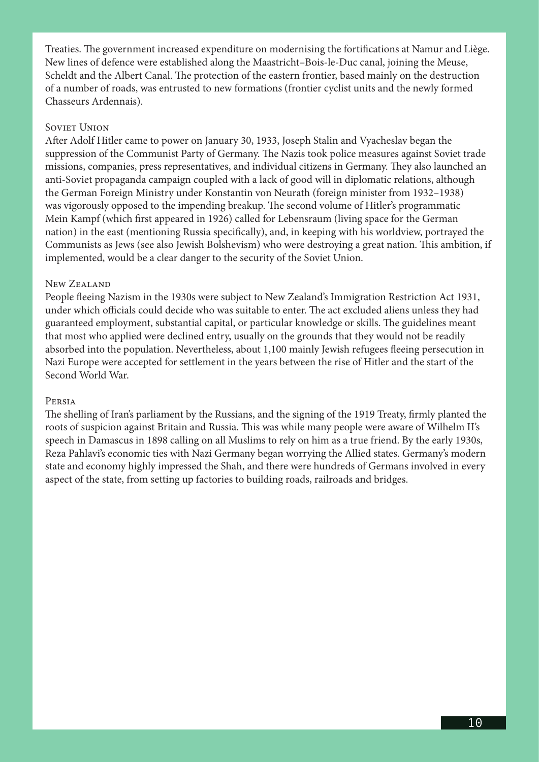Treaties. The government increased expenditure on modernising the fortifications at Namur and Liège. New lines of defence were established along the Maastricht–Bois-le-Duc canal, joining the Meuse, Scheldt and the Albert Canal. The protection of the eastern frontier, based mainly on the destruction of a number of roads, was entrusted to new formations (frontier cyclist units and the newly formed Chasseurs Ardennais).

### Soviet Union

After Adolf Hitler came to power on January 30, 1933, Joseph Stalin and Vyacheslav began the suppression of the Communist Party of Germany. The Nazis took police measures against Soviet trade missions, companies, press representatives, and individual citizens in Germany. They also launched an anti-Soviet propaganda campaign coupled with a lack of good will in diplomatic relations, although the German Foreign Ministry under Konstantin von Neurath (foreign minister from 1932–1938) was vigorously opposed to the impending breakup. The second volume of Hitler's programmatic Mein Kampf (which first appeared in 1926) called for Lebensraum (living space for the German nation) in the east (mentioning Russia specifically), and, in keeping with his worldview, portrayed the Communists as Jews (see also Jewish Bolshevism) who were destroying a great nation. This ambition, if implemented, would be a clear danger to the security of the Soviet Union.

### New Zealand

People fleeing Nazism in the 1930s were subject to New Zealand's Immigration Restriction Act 1931, under which officials could decide who was suitable to enter. The act excluded aliens unless they had guaranteed employment, substantial capital, or particular knowledge or skills. The guidelines meant that most who applied were declined entry, usually on the grounds that they would not be readily absorbed into the population. Nevertheless, about 1,100 mainly Jewish refugees fleeing persecution in Nazi Europe were accepted for settlement in the years between the rise of Hitler and the start of the Second World War.

### Persia

The shelling of Iran's parliament by the Russians, and the signing of the 1919 Treaty, firmly planted the roots of suspicion against Britain and Russia. This was while many people were aware of Wilhelm II's speech in Damascus in 1898 calling on all Muslims to rely on him as a true friend. By the early 1930s, Reza Pahlavi's economic ties with Nazi Germany began worrying the Allied states. Germany's modern state and economy highly impressed the Shah, and there were hundreds of Germans involved in every aspect of the state, from setting up factories to building roads, railroads and bridges.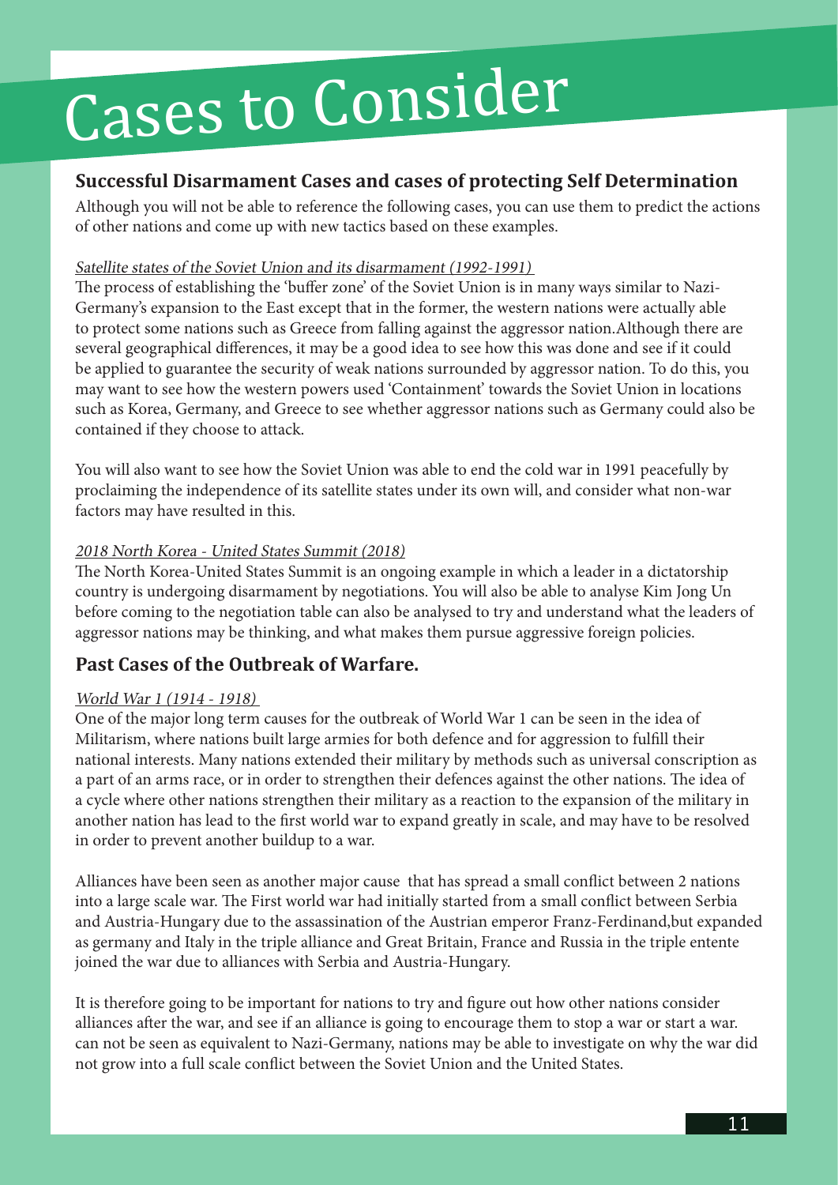# Cases to Consider

## Successful Disarmament Cases and cases of protecting Self Determination

Although you will not be able to reference the following cases, you can use them to predict the actions of other nations and come up with new tactics based on these examples.

*Satellite states of the Soviet Union and its disarmament (1992-1991)*

The process of establishing the 'buffer zone' of the Soviet Union is in many ways similar to Nazi-Germany's expansion to the East except that in the former, the western nations were actually able to protect some nations such as Greece from falling against the aggressor nation.Although there are several geographical differences, it may be a good idea to see how this was done and see if it could be applied to guarantee the security of weak nations surrounded by aggressor nation. To do this, you may want to see how the western powers used 'Containment' towards the Soviet Union in locations such as Korea, Germany, and Greece to see whether aggressor nations such as Germany could also be contained if they choose to attack.

You will also want to see how the Soviet Union was able to end the cold war in 1991 peacefully by proclaiming the independence of its satellite states under its own will, and consider what non-war factors may have resulted in this.

*2018 North Korea - United States Summit (2018)*

The North Korea-United States Summit is an ongoing example in which a leader in a dictatorship country is undergoing disarmament by negotiations. You will also be able to analyse Kim Jong Un before coming to the negotiation table can also be analysed to try and understand what the leaders of aggressor nations may be thinking, and what makes them pursue aggressive foreign policies.

## Past Cases of the Outbreak of Warfare.

*World War 1 (1914 - 1918)*

One of the major long term causes for the outbreak of World War 1 can be seen in the idea of Militarism, where nations built large armies for both defence and for aggression to fulfill their national interests. Many nations extended their military by methods such as universal conscription as a part of an arms race, or in order to strengthen their defences against the other nations. The idea of a cycle where other nations strengthen their military as a reaction to the expansion of the military in another nation has lead to the first world war to expand greatly in scale, and may have to be resolved in order to prevent another buildup to a war.

Alliances have been seen as another major cause that has spread a small conflict between 2 nations into a large scale war. The First world war had initially started from a small conflict between Serbia and Austria-Hungary due to the assassination of the Austrian emperor Franz-Ferdinand,but expanded as germany and Italy in the triple alliance and Great Britain, France and Russia in the triple entente joined the war due to alliances with Serbia and Austria-Hungary.

It is therefore going to be important for nations to try and figure out how other nations consider alliances after the war, and see if an alliance is going to encourage them to stop a war or start a war. can not be seen as equivalent to Nazi-Germany, nations may be able to investigate on why the war did not grow into a full scale conflict between the Soviet Union and the United States.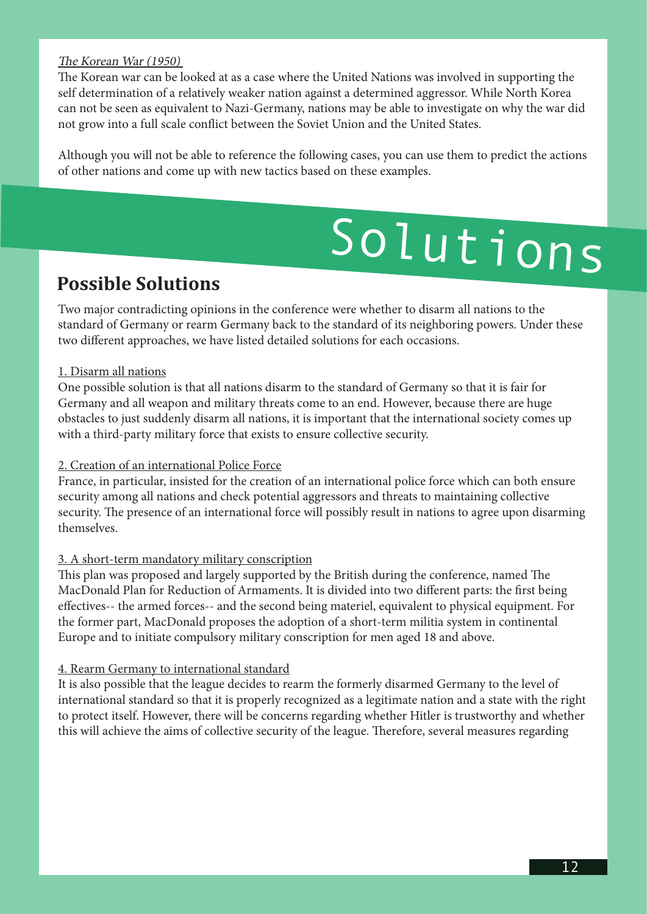*The Korean War (1950)*

The Korean war can be looked at as a case where the United Nations was involved in supporting the self determination of a relatively weaker nation against a determined aggressor. While North Korea can not be seen as equivalent to Nazi-Germany, nations may be able to investigate on why the war did not grow into a full scale conflict between the Soviet Union and the United States.

Although you will not be able to reference the following cases, you can use them to predict the actions of other nations and come up with new tactics based on these examples.

# Solutions

## Possible Solutions

Two major contradicting opinions in the conference were whether to disarm all nations to the standard of Germany or rearm Germany back to the standard of its neighboring powers. Under these two different approaches, we have listed detailed solutions for each occasions.

1. Disarm all nations

One possible solution is that all nations disarm to the standard of Germany so that it is fair for Germany and all weapon and military threats come to an end. However, because there are huge obstacles to just suddenly disarm all nations, it is important that the international society comes up with a third-party military force that exists to ensure collective security.

2. Creation of an international Police Force

France, in particular, insisted for the creation of an international police force which can both ensure security among all nations and check potential aggressors and threats to maintaining collective security. The presence of an international force will possibly result in nations to agree upon disarming themselves.

3. A short-term mandatory military conscription

This plan was proposed and largely supported by the British during the conference, named The MacDonald Plan for Reduction of Armaments. It is divided into two different parts: the first being effectives-- the armed forces-- and the second being materiel, equivalent to physical equipment. For the former part, MacDonald proposes the adoption of a short-term militia system in continental Europe and to initiate compulsory military conscription for men aged 18 and above.

4. Rearm Germany to international standard

It is also possible that the league decides to rearm the formerly disarmed Germany to the level of international standard so that it is properly recognized as a legitimate nation and a state with the right to protect itself. However, there will be concerns regarding whether Hitler is trustworthy and whether this will achieve the aims of collective security of the league. Therefore, several measures regarding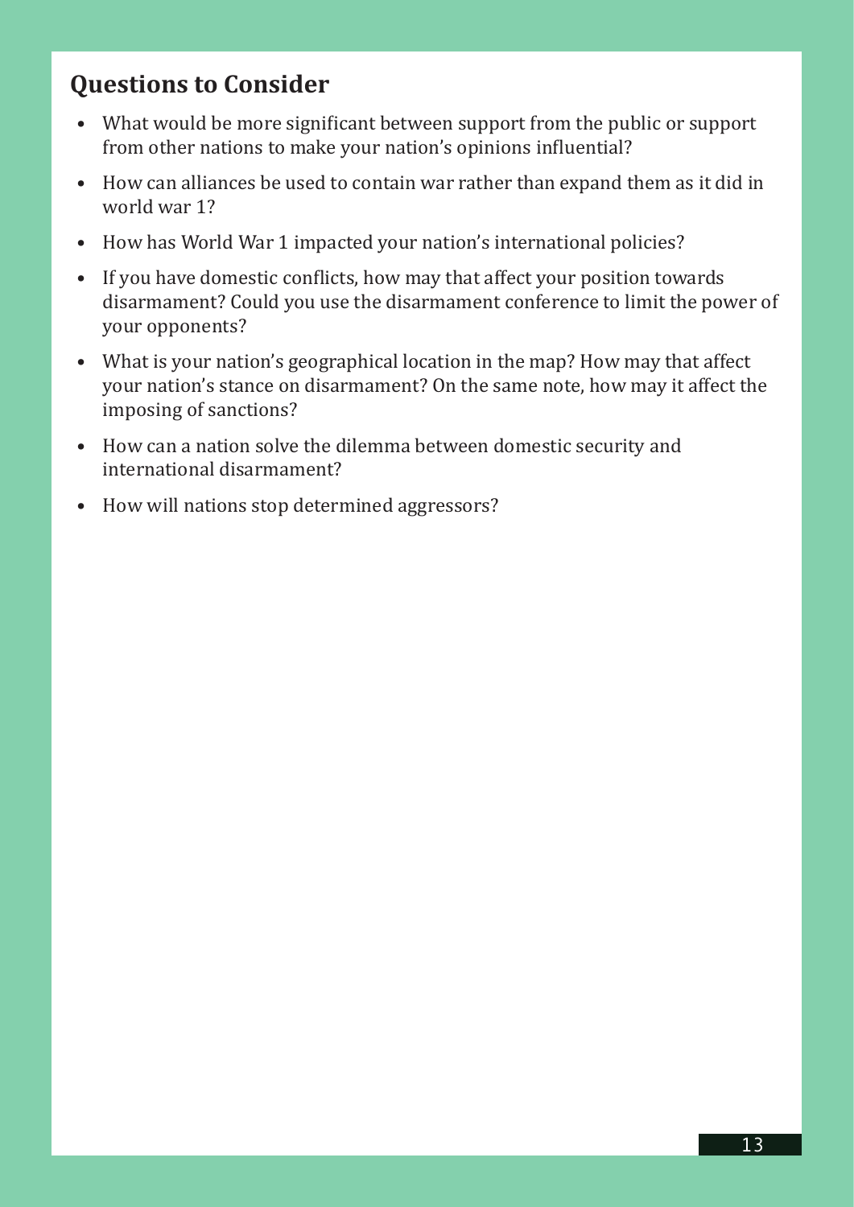## Questions to Consider

- What would be more significant between support from the public or support from other nations to make your nation's opinions influential?
- How can alliances be used to contain war rather than expand them as it did in world war 1?
- How has World War 1 impacted your nation's international policies?
- If you have domestic conflicts, how may that affect your position towards disarmament? Could you use the disarmament conference to limit the power of your opponents?
- What is your nation's geographical location in the map? How may that affect your nation's stance on disarmament? On the same note, how may it affect the imposing of sanctions?
- How can a nation solve the dilemma between domestic security and international disarmament?
- How will nations stop determined aggressors?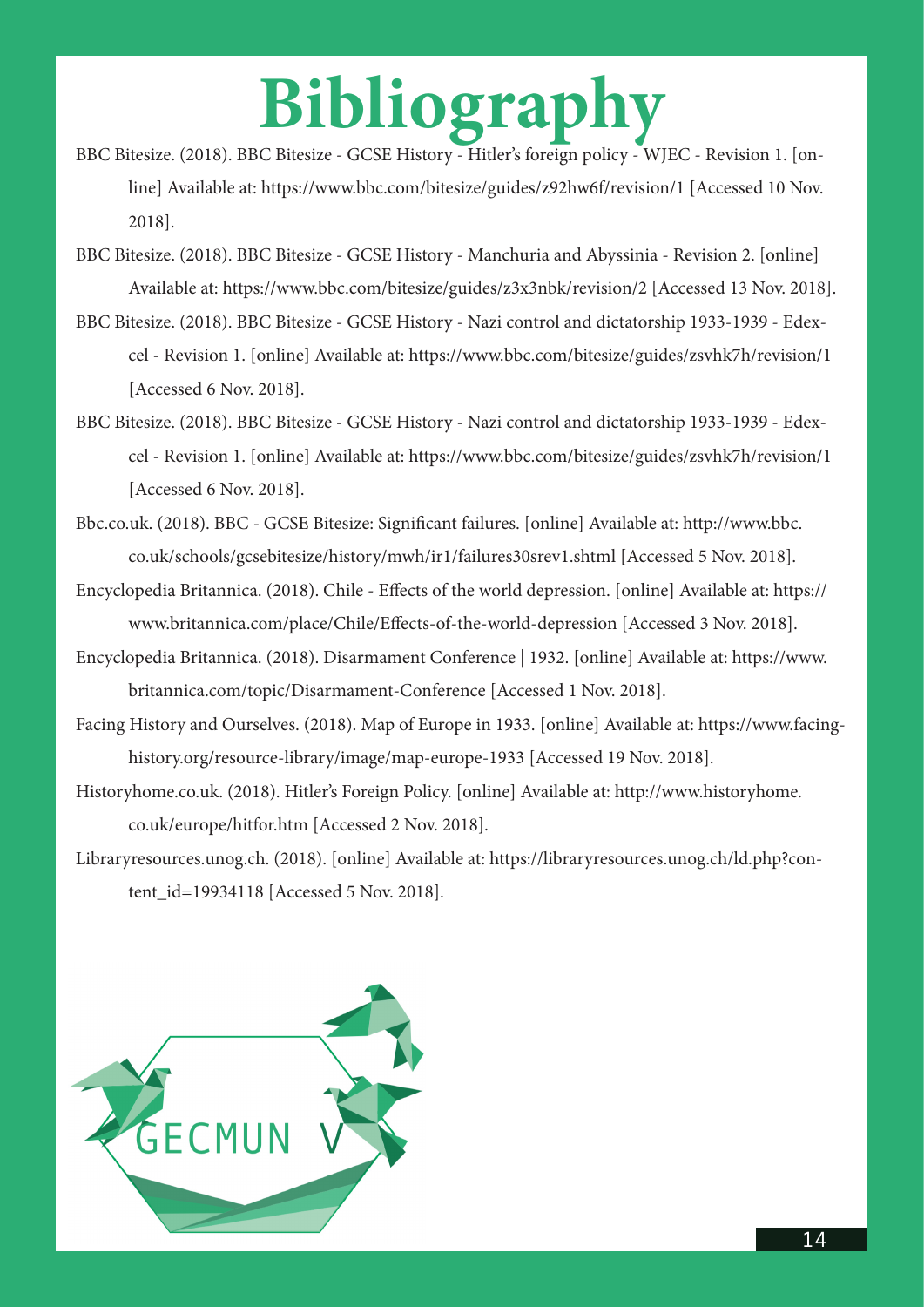# Bibliography

BBC Bitesize. (2018). BBC Bitesize - GCSE History - Hitler's foreign policy - WJEC - Revision 1. [online] Available at: https://www.bbc.com/bitesize/guides/z92hw6f/revision/1 [Accessed 10 Nov. 2018].

BBC Bitesize. (2018). BBC Bitesize - GCSE History - Manchuria and Abyssinia - Revision 2. [online] Available at: https://www.bbc.com/bitesize/guides/z3x3nbk/revision/2 [Accessed 13 Nov. 2018].

BBC Bitesize. (2018). BBC Bitesize - GCSE History - Nazi control and dictatorship 1933-1939 - Edexcel - Revision 1. [online] Available at: https://www.bbc.com/bitesize/guides/zsvhk7h/revision/1 [Accessed 6 Nov. 2018].

BBC Bitesize. (2018). BBC Bitesize - GCSE History - Nazi control and dictatorship 1933-1939 - Edexcel - Revision 1. [online] Available at: https://www.bbc.com/bitesize/guides/zsvhk7h/revision/1 [Accessed 6 Nov. 2018].

Bbc.co.uk. (2018). BBC - GCSE Bitesize: Significant failures. [online] Available at: http://www.bbc.co.uk/schools/gcsebitesize/history/mwh/ir1/failures30srev1.shtml [Accessed 5 Nov. 2018].

Encyclopedia Britannica. (2018). Chile - Effects of the world depression. [online] Available at: https://www.britannica.com/place/Chile/Effects-of-the-world-depression [Accessed 3 Nov. 2018].

Encyclopedia Britannica. (2018). Disarmament Conference | 1932. [online] Available at: https://www.britannica.com/topic/Disarmament-Conference [Accessed 1 Nov. 2018].

Facing History and Ourselves. (2018). Map of Europe in 1933. [online] Available at: https://www.facinghistory.org/resource-library/image/map-europe-1933 [Accessed 19 Nov. 2018].

Historyhome.co.uk. (2018). Hitler's Foreign Policy. [online] Available at: http://www.historyhome.co.uk/europe/hitfor.htm [Accessed 2 Nov. 2018].

Libraryresources.unog.ch. (2018). [online] Available at: https://libraryresources.unog.ch/ld.php?content_id=19934118 [Accessed 5 Nov. 2018].

GECMUN V